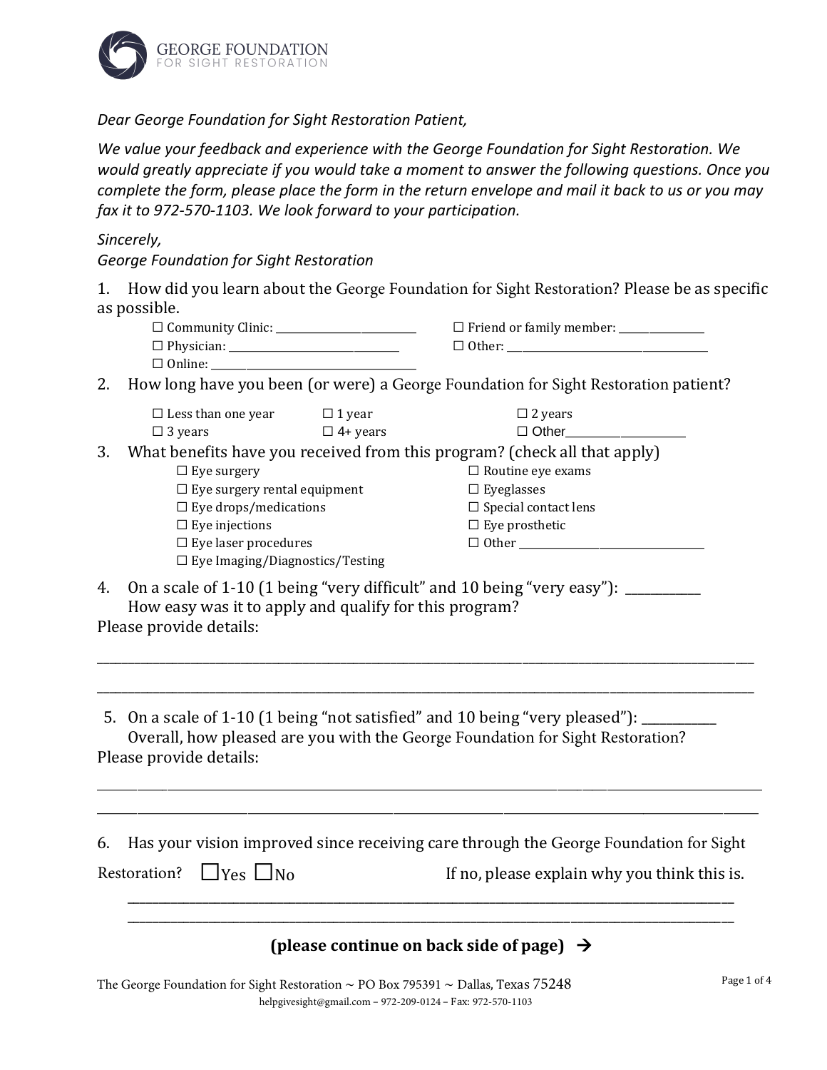GEORGE FOUNDATION
FOR SIGHT RESTORATION

*Dear George Foundation for Sight Restoration Patient,*

*We value your feedback and experience with the George Foundation for Sight Restoration. We would greatly appreciate if you would take a moment to answer the following questions. Once you complete the form, please place the form in the return envelope and mail it back to us or you may fax it to 972-570-1103. We look forward to your participation.*

*Sincerely,*
*George Foundation for Sight Restoration*

1. How did you learn about the George Foundation for Sight Restoration? Please be as specific as possible.

☐ Community Clinic: ________________________
☐ Physician: ______________________________
☐ Online: ________________________________
☐ Friend or family member: ______________
☐ Other: __________________________________

2. How long have you been (or were) a George Foundation for Sight Restoration patient?

☐ Less than one year
☐ 1 year
☐ 2 years
☐ 3 years
☐ 4+ years
☐ Other___________________

3. What benefits have you received from this program? (check all that apply)

☐ Eye surgery
☐ Eye surgery rental equipment
☐ Eye drops/medications
☐ Eye injections
☐ Eye laser procedures
☐ Eye Imaging/Diagnostics/Testing
☐ Routine eye exams
☐ Eyeglasses
☐ Special contact lens
☐ Eye prosthetic
☐ Other ________________________________

4. On a scale of 1-10 (1 being "very difficult" and 10 being "very easy"): ___________
How easy was it to apply and qualify for this program?

Please provide details:

_____________________________________________________________________________________________

_____________________________________________________________________________________________

5. On a scale of 1-10 (1 being "not satisfied" and 10 being "very pleased"): ___________
Overall, how pleased are you with the George Foundation for Sight Restoration?

Please provide details:

_____________________________________________________________________________________________

_____________________________________________________________________________________________

6. Has your vision improved since receiving care through the George Foundation for Sight Restoration? ☐Yes ☐No

If no, please explain why you think this is.

_____________________________________________________________________________________________

_____________________________________________________________________________________________

**(please continue on back side of page) →**

The George Foundation for Sight Restoration ~ PO Box 795391 ~ Dallas, Texas 75248
helpgivesight@gmail.com – 972-209-0124 – Fax: 972-570-1103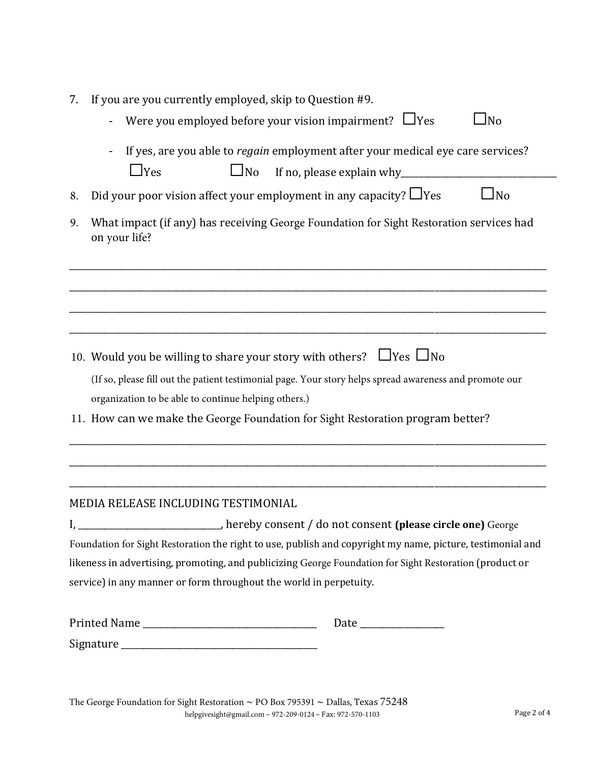7. If you are you currently employed, skip to Question #9.
   - Were you employed before your vision impairment? ☐Yes ☐No
   - If yes, are you able to *regain* employment after your medical eye care services?
     ☐Yes ☐No If no, please explain why________________________________
8. Did your poor vision affect your employment in any capacity? ☐Yes ☐No
9. What impact (if any) has receiving George Foundation for Sight Restoration services had on your life?

____________________________________________________________________________________________

____________________________________________________________________________________________

____________________________________________________________________________________________

____________________________________________________________________________________________

10. Would you be willing to share your story with others? ☐Yes ☐No

    (If so, please fill out the patient testimonial page. Your story helps spread awareness and promote our organization to be able to continue helping others.)

11. How can we make the George Foundation for Sight Restoration program better?

____________________________________________________________________________________________

____________________________________________________________________________________________

____________________________________________________________________________________________

MEDIA RELEASE INCLUDING TESTIMONIAL

I, ______________________________, hereby consent / do not consent **(please circle one)** George Foundation for Sight Restoration the right to use, publish and copyright my name, picture, testimonial and likeness in advertising, promoting, and publicizing George Foundation for Sight Restoration (product or service) in any manner or form throughout the world in perpetuity.

Printed Name ____________________________________ Date _________________

Signature ________________________________________

The George Foundation for Sight Restoration ~ PO Box 795391 ~ Dallas, Texas 75248
helpgivesight@gmail.com – 972-209-0124 – Fax: 972-570-1103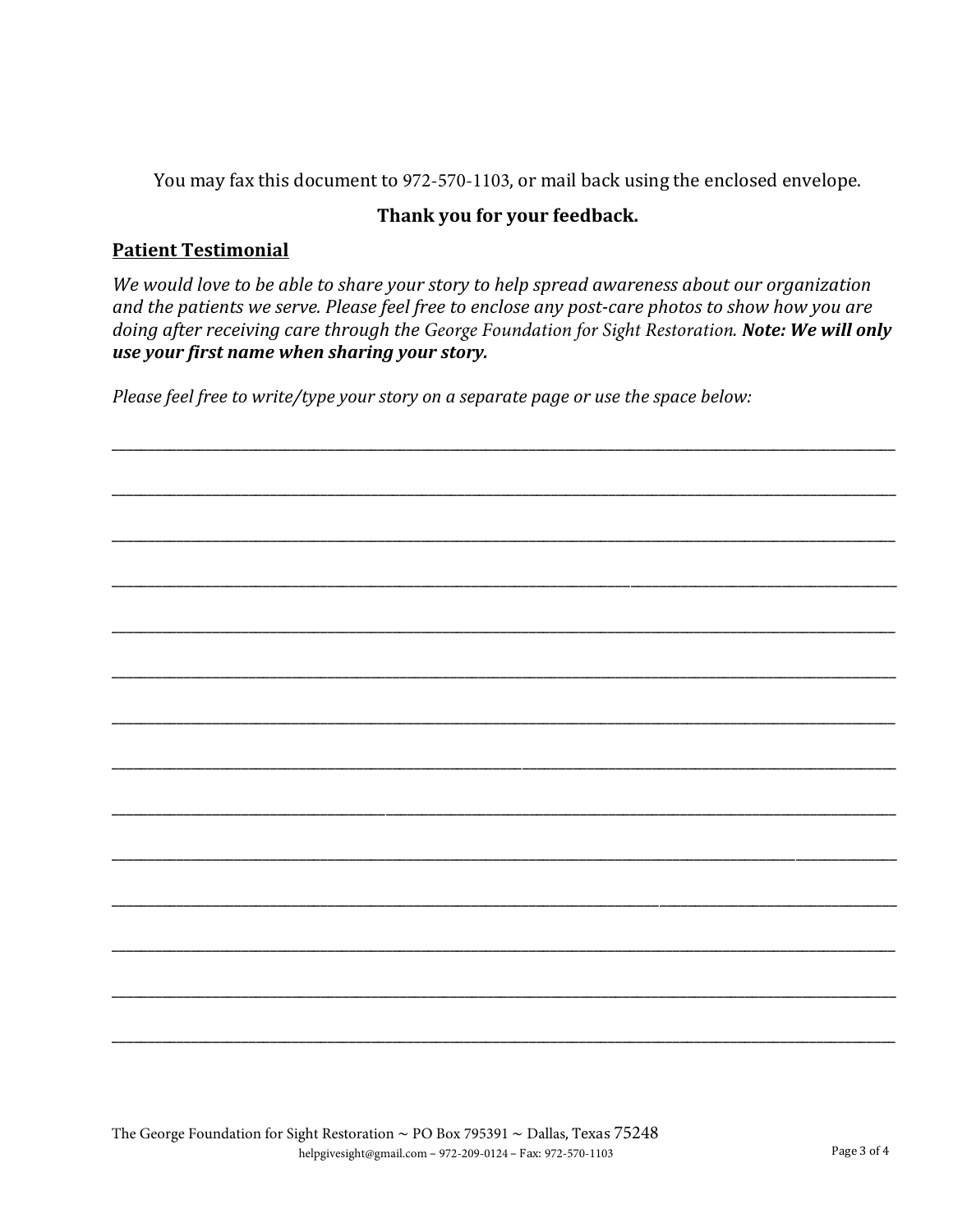You may fax this document to 972-570-1103, or mail back using the enclosed envelope.

**Thank you for your feedback.**

## Patient Testimonial

*We would love to be able to share your story to help spread awareness about our organization and the patients we serve. Please feel free to enclose any post-care photos to show how you are doing after receiving care through the George Foundation for Sight Restoration.* ***Note: We will only use your first name when sharing your story.***

*Please feel free to write/type your story on a separate page or use the space below:*

______________________________________________________________________________

______________________________________________________________________________

______________________________________________________________________________

______________________________________________________________________________

______________________________________________________________________________

______________________________________________________________________________

______________________________________________________________________________

______________________________________________________________________________

______________________________________________________________________________

______________________________________________________________________________

______________________________________________________________________________

______________________________________________________________________________

______________________________________________________________________________

______________________________________________________________________________

The George Foundation for Sight Restoration ~ PO Box 795391 ~ Dallas, Texas 75248
helpgivesight@gmail.com – 972-209-0124 – Fax: 972-570-1103